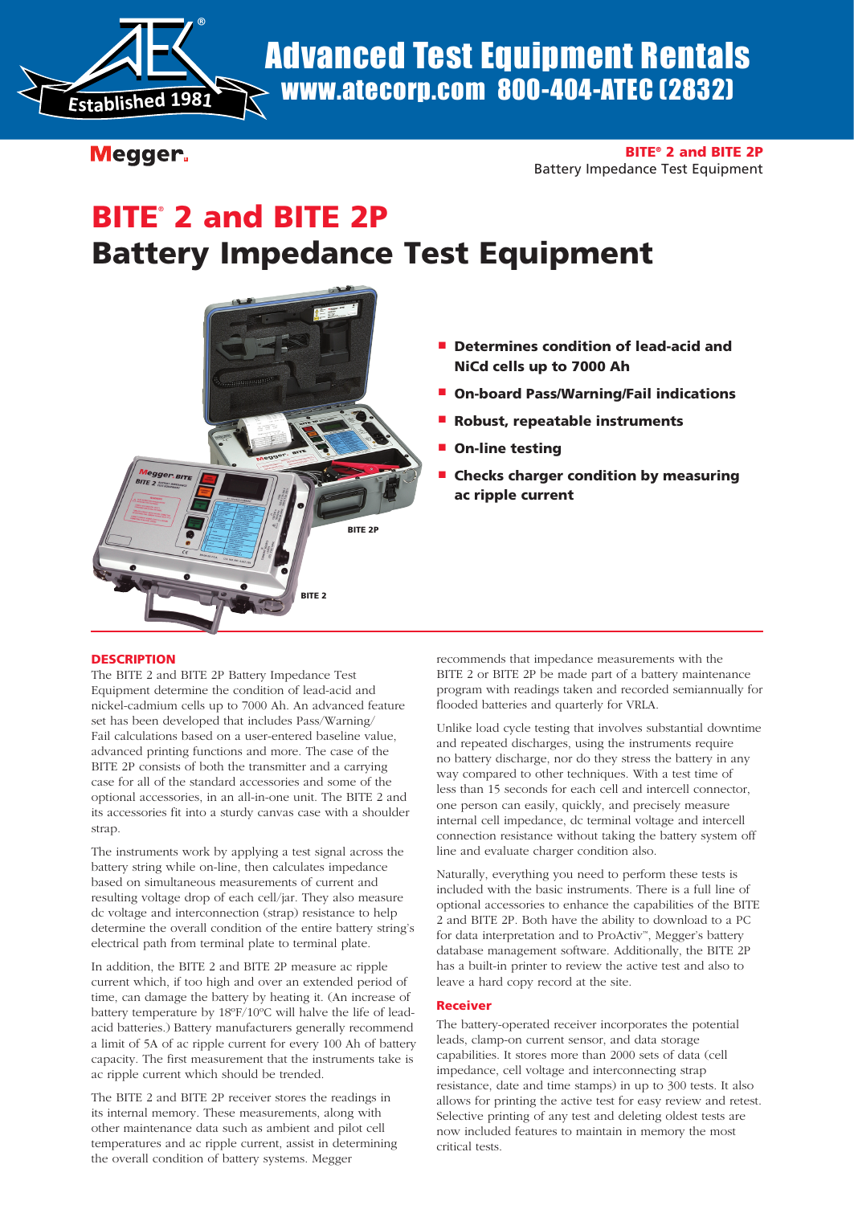Advanced Test Equipment Rentals
www.atecorp.com 800-404-ATEC (2832)

Megger.

**BITE® 2 and BITE 2P**
Battery Impedance Test Equipment

# BITE® 2 and BITE 2P
# Battery Impedance Test Equipment

- **Determines condition of lead-acid and NiCd cells up to 7000 Ah**
- **On-board Pass/Warning/Fail indications**
- **Robust, repeatable instruments**
- **On-line testing**
- **Checks charger condition by measuring ac ripple current**

## DESCRIPTION

The BITE 2 and BITE 2P Battery Impedance Test Equipment determine the condition of lead-acid and nickel-cadmium cells up to 7000 Ah. An advanced feature set has been developed that includes Pass/Warning/Fail calculations based on a user-entered baseline value, advanced printing functions and more. The case of the BITE 2P consists of both the transmitter and a carrying case for all of the standard accessories and some of the optional accessories, in an all-in-one unit. The BITE 2 and its accessories fit into a sturdy canvas case with a shoulder strap.

The instruments work by applying a test signal across the battery string while on-line, then calculates impedance based on simultaneous measurements of current and resulting voltage drop of each cell/jar. They also measure dc voltage and interconnection (strap) resistance to help determine the overall condition of the entire battery string's electrical path from terminal plate to terminal plate.

In addition, the BITE 2 and BITE 2P measure ac ripple current which, if too high and over an extended period of time, can damage the battery by heating it. (An increase of battery temperature by 18ºF/10ºC will halve the life of lead-acid batteries.) Battery manufacturers generally recommend a limit of 5A of ac ripple current for every 100 Ah of battery capacity. The first measurement that the instruments take is ac ripple current which should be trended.

The BITE 2 and BITE 2P receiver stores the readings in its internal memory. These measurements, along with other maintenance data such as ambient and pilot cell temperatures and ac ripple current, assist in determining the overall condition of battery systems. Megger recommends that impedance measurements with the BITE 2 or BITE 2P be made part of a battery maintenance program with readings taken and recorded semiannually for flooded batteries and quarterly for VRLA.

Unlike load cycle testing that involves substantial downtime and repeated discharges, using the instruments require no battery discharge, nor do they stress the battery in any way compared to other techniques. With a test time of less than 15 seconds for each cell and intercell connector, one person can easily, quickly, and precisely measure internal cell impedance, dc terminal voltage and intercell connection resistance without taking the battery system off line and evaluate charger condition also.

Naturally, everything you need to perform these tests is included with the basic instruments. There is a full line of optional accessories to enhance the capabilities of the BITE 2 and BITE 2P. Both have the ability to download to a PC for data interpretation and to ProActiv™, Megger's battery database management software. Additionally, the BITE 2P has a built-in printer to review the active test and also to leave a hard copy record at the site.

### Receiver

The battery-operated receiver incorporates the potential leads, clamp-on current sensor, and data storage capabilities. It stores more than 2000 sets of data (cell impedance, cell voltage and interconnecting strap resistance, date and time stamps) in up to 300 tests. It also allows for printing the active test for easy review and retest. Selective printing of any test and deleting oldest tests are now included features to maintain in memory the most critical tests.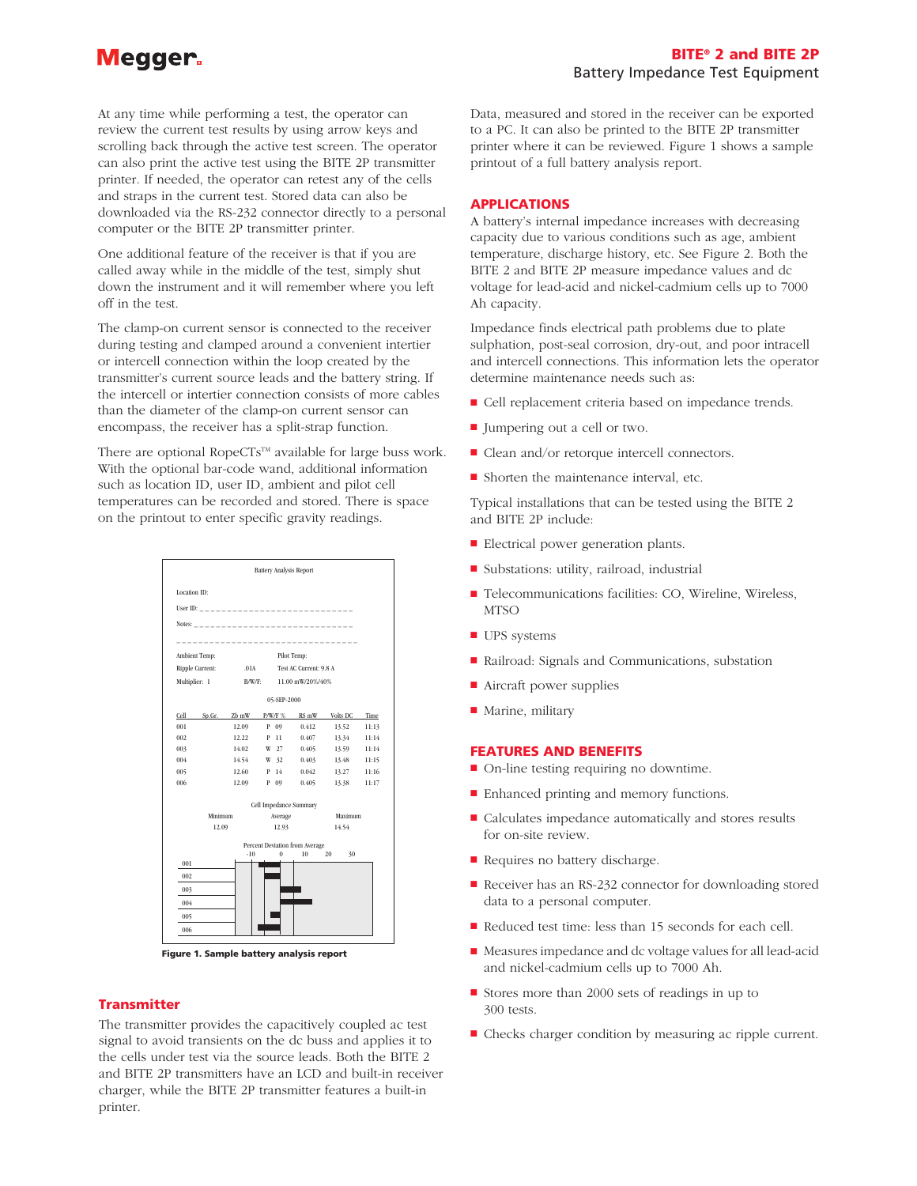At any time while performing a test, the operator can review the current test results by using arrow keys and scrolling back through the active test screen. The operator can also print the active test using the BITE 2P transmitter printer. If needed, the operator can retest any of the cells and straps in the current test. Stored data can also be downloaded via the RS-232 connector directly to a personal computer or the BITE 2P transmitter printer.

One additional feature of the receiver is that if you are called away while in the middle of the test, simply shut down the instrument and it will remember where you left off in the test.

The clamp-on current sensor is connected to the receiver during testing and clamped around a convenient intertier or intercell connection within the loop created by the transmitter's current source leads and the battery string. If the intercell or intertier connection consists of more cables than the diameter of the clamp-on current sensor can encompass, the receiver has a split-strap function.

There are optional RopeCTs™ available for large buss work. With the optional bar-code wand, additional information such as location ID, user ID, ambient and pilot cell temperatures can be recorded and stored. There is space on the printout to enter specific gravity readings.

Battery Analysis Report

Location ID:

User ID: ____________________________

Notes: ____________________________

Ambient Temp: Pilot Temp:

Ripple Current: .01A Test AC Current: 9.8 A

Multiplier: 1 B/W/F: 11.00 mW/20%/40%

05-SEP-2000

| Cell | Sp.Gr. | Zb mW | P/W/F % | RS mW | Volts DC | Time |
|---|---|---|---|---|---|---|
| 001 | | 12.09 | P 09 | 0.412 | 13.52 | 11:13 |
| 002 | | 12.22 | P 11 | 0.407 | 13.34 | 11:14 |
| 003 | | 14.02 | W 27 | 0.405 | 13.59 | 11:14 |
| 004 | | 14.54 | W 32 | 0.403 | 13.48 | 11:15 |
| 005 | | 12.60 | P 14 | 0.042 | 13.27 | 11:16 |
| 006 | | 12.09 | P 09 | 0.405 | 13.38 | 11:17 |

Cell Impedance Summary

| Minimum | Average | Maximum |
|---|---|---|
| 12.09 | 12.93 | 14.54 |

Percent Deviation from Average

-10 0 10 20 30

001
002
003
004
005
006

**Figure 1. Sample battery analysis report**

## Transmitter

The transmitter provides the capacitively coupled ac test signal to avoid transients on the dc buss and applies it to the cells under test via the source leads. Both the BITE 2 and BITE 2P transmitters have an LCD and built-in receiver charger, while the BITE 2P transmitter features a built-in printer.

Data, measured and stored in the receiver can be exported to a PC. It can also be printed to the BITE 2P transmitter printer where it can be reviewed. Figure 1 shows a sample printout of a full battery analysis report.

## APPLICATIONS

A battery's internal impedance increases with decreasing capacity due to various conditions such as age, ambient temperature, discharge history, etc. See Figure 2. Both the BITE 2 and BITE 2P measure impedance values and dc voltage for lead-acid and nickel-cadmium cells up to 7000 Ah capacity.

Impedance finds electrical path problems due to plate sulphation, post-seal corrosion, dry-out, and poor intracell and intercell connections. This information lets the operator determine maintenance needs such as:

- Cell replacement criteria based on impedance trends.
- Jumpering out a cell or two.
- Clean and/or retorque intercell connectors.
- Shorten the maintenance interval, etc.

Typical installations that can be tested using the BITE 2 and BITE 2P include:

- Electrical power generation plants.
- Substations: utility, railroad, industrial
- Telecommunications facilities: CO, Wireline, Wireless, MTSO
- UPS systems
- Railroad: Signals and Communications, substation
- Aircraft power supplies
- Marine, military

## FEATURES AND BENEFITS

- On-line testing requiring no downtime.
- Enhanced printing and memory functions.
- Calculates impedance automatically and stores results for on-site review.
- Requires no battery discharge.
- Receiver has an RS-232 connector for downloading stored data to a personal computer.
- Reduced test time: less than 15 seconds for each cell.
- Measures impedance and dc voltage values for all lead-acid and nickel-cadmium cells up to 7000 Ah.
- Stores more than 2000 sets of readings in up to 300 tests.
- Checks charger condition by measuring ac ripple current.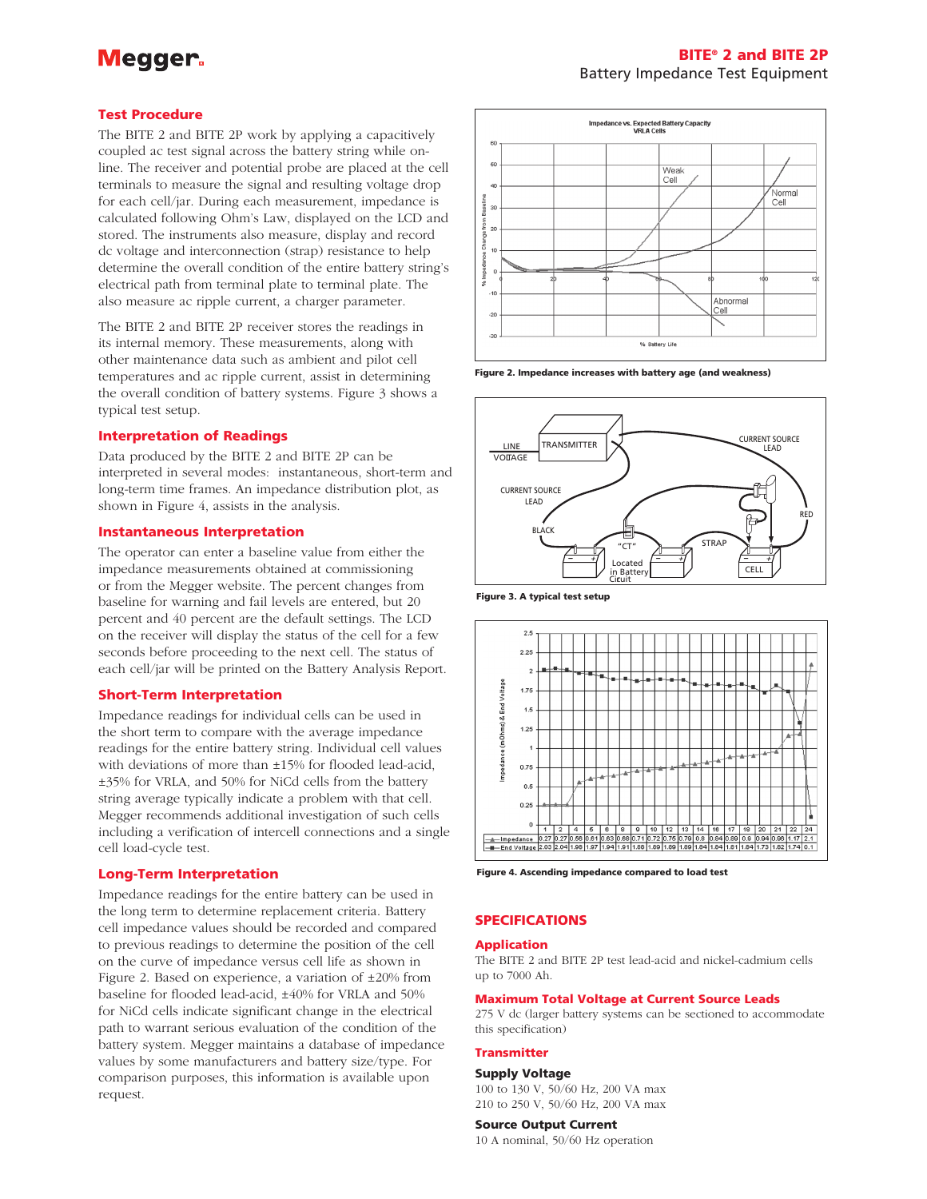## Test Procedure

The BITE 2 and BITE 2P work by applying a capacitively coupled ac test signal across the battery string while on-line. The receiver and potential probe are placed at the cell terminals to measure the signal and resulting voltage drop for each cell/jar. During each measurement, impedance is calculated following Ohm's Law, displayed on the LCD and stored. The instruments also measure, display and record dc voltage and interconnection (strap) resistance to help determine the overall condition of the entire battery string's electrical path from terminal plate to terminal plate. The also measure ac ripple current, a charger parameter.

The BITE 2 and BITE 2P receiver stores the readings in its internal memory. These measurements, along with other maintenance data such as ambient and pilot cell temperatures and ac ripple current, assist in determining the overall condition of battery systems. Figure 3 shows a typical test setup.

## Interpretation of Readings

Data produced by the BITE 2 and BITE 2P can be interpreted in several modes: instantaneous, short-term and long-term time frames. An impedance distribution plot, as shown in Figure 4, assists in the analysis.

## Instantaneous Interpretation

The operator can enter a baseline value from either the impedance measurements obtained at commissioning or from the Megger website. The percent changes from baseline for warning and fail levels are entered, but 20 percent and 40 percent are the default settings. The LCD on the receiver will display the status of the cell for a few seconds before proceeding to the next cell. The status of each cell/jar will be printed on the Battery Analysis Report.

## Short-Term Interpretation

Impedance readings for individual cells can be used in the short term to compare with the average impedance readings for the entire battery string. Individual cell values with deviations of more than ±15% for flooded lead-acid, ±35% for VRLA, and 50% for NiCd cells from the battery string average typically indicate a problem with that cell. Megger recommends additional investigation of such cells including a verification of intercell connections and a single cell load-cycle test.

## Long-Term Interpretation

Impedance readings for the entire battery can be used in the long term to determine replacement criteria. Battery cell impedance values should be recorded and compared to previous readings to determine the position of the cell on the curve of impedance versus cell life as shown in Figure 2. Based on experience, a variation of ±20% from baseline for flooded lead-acid, ±40% for VRLA and 50% for NiCd cells indicate significant change in the electrical path to warrant serious evaluation of the condition of the battery system. Megger maintains a database of impedance values by some manufacturers and battery size/type. For comparison purposes, this information is available upon request.

**Figure 2. Impedance increases with battery age (and weakness)**

**Figure 3. A typical test setup**

| | 1 | 2 | 4 | 5 | 6 | 8 | 9 | 10 | 12 | 13 | 14 | 16 | 17 | 18 | 20 | 21 | 22 | 24 |
|---|---|---|---|---|---|---|---|---|---|---|---|---|---|---|---|---|---|---|
| Impedance | 0.27 | 0.27 | 0.56 | 0.61 | 0.63 | 0.68 | 0.71 | 0.72 | 0.75 | 0.79 | 0.8 | 0.84 | 0.89 | 0.9 | 0.94 | 0.96 | 1.17 | 2.1 |
| End Voltage | 2.03 | 2.04 | 1.98 | 1.97 | 1.94 | 1.91 | 1.88 | 1.89 | 1.89 | 1.89 | 1.84 | 1.84 | 1.81 | 1.84 | 1.73 | 1.82 | 1.74 | 0.1 |

**Figure 4. Ascending impedance compared to load test**

## SPECIFICATIONS

### Application

The BITE 2 and BITE 2P test lead-acid and nickel-cadmium cells up to 7000 Ah.

### Maximum Total Voltage at Current Source Leads

275 V dc (larger battery systems can be sectioned to accommodate this specification)

### Transmitter

**Supply Voltage**

100 to 130 V, 50/60 Hz, 200 VA max
210 to 250 V, 50/60 Hz, 200 VA max

**Source Output Current**

10 A nominal, 50/60 Hz operation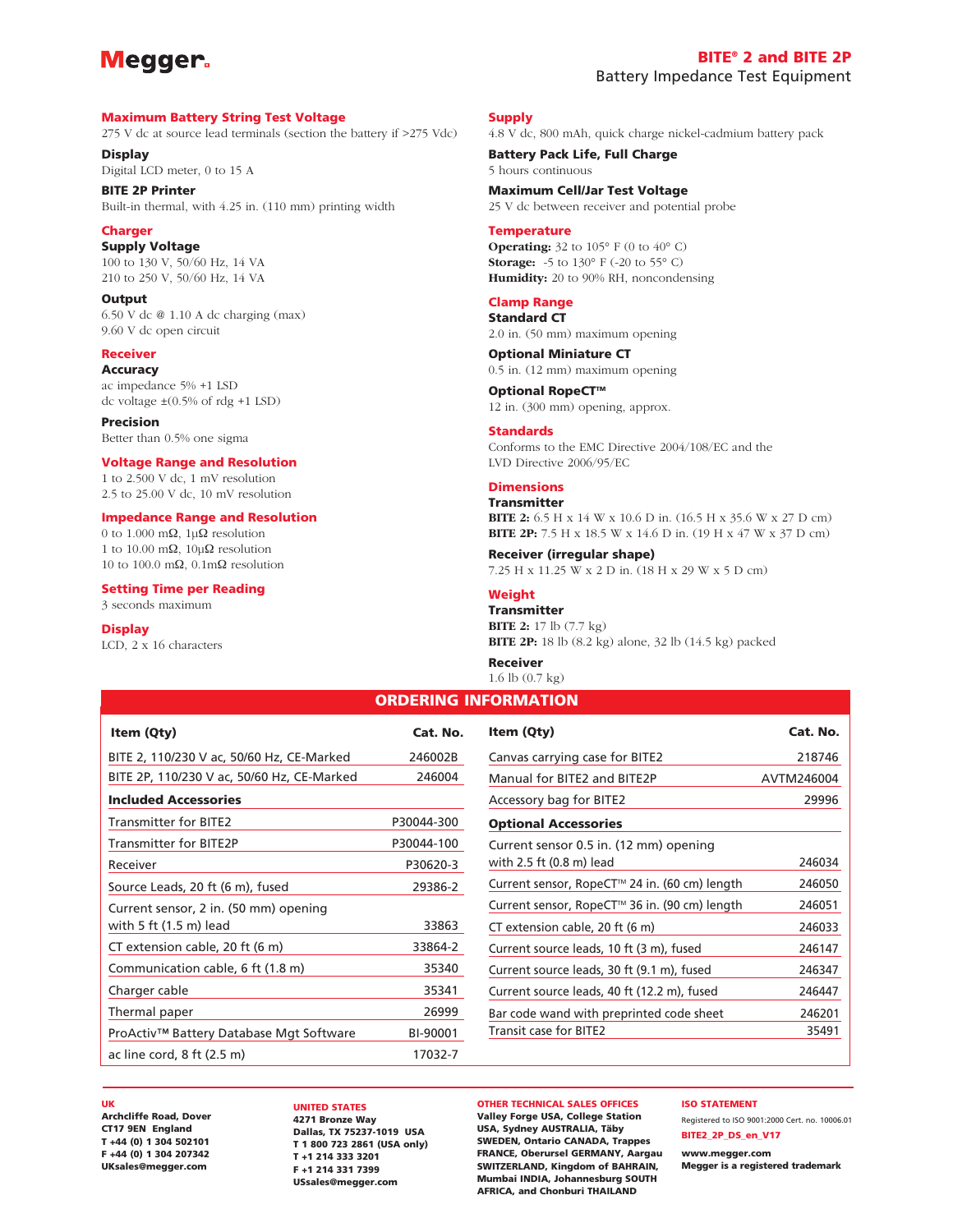# BITE® 2 and BITE 2P

Battery Impedance Test Equipment

## Maximum Battery String Test Voltage

275 V dc at source lead terminals (section the battery if >275 Vdc)

**Display**

Digital LCD meter, 0 to 15 A

**BITE 2P Printer**

Built-in thermal, with 4.25 in. (110 mm) printing width

## Charger

**Supply Voltage**

100 to 130 V, 50/60 Hz, 14 VA

210 to 250 V, 50/60 Hz, 14 VA

**Output**

6.50 V dc @ 1.10 A dc charging (max)

9.60 V dc open circuit

## Receiver

**Accuracy**

ac impedance 5% +1 LSD

dc voltage ±(0.5% of rdg +1 LSD)

**Precision**

Better than 0.5% one sigma

## Voltage Range and Resolution

1 to 2.500 V dc, 1 mV resolution

2.5 to 25.00 V dc, 10 mV resolution

## Impedance Range and Resolution

0 to 1.000 mΩ, 1μΩ resolution

1 to 10.00 mΩ, 10μΩ resolution

10 to 100.0 mΩ, 0.1mΩ resolution

## Setting Time per Reading

3 seconds maximum

## Display

LCD, 2 x 16 characters

## Supply

4.8 V dc, 800 mAh, quick charge nickel-cadmium battery pack

**Battery Pack Life, Full Charge**

5 hours continuous

**Maximum Cell/Jar Test Voltage**

25 V dc between receiver and potential probe

## Temperature

**Operating:** 32 to 105° F (0 to 40° C)

**Storage:** -5 to 130° F (-20 to 55° C)

**Humidity:** 20 to 90% RH, noncondensing

## Clamp Range

**Standard CT**

2.0 in. (50 mm) maximum opening

**Optional Miniature CT**

0.5 in. (12 mm) maximum opening

**Optional RopeCT™**

12 in. (300 mm) opening, approx.

## Standards

Conforms to the EMC Directive 2004/108/EC and the LVD Directive 2006/95/EC

## Dimensions

**Transmitter**

**BITE 2:** 6.5 H x 14 W x 10.6 D in. (16.5 H x 35.6 W x 27 D cm)

**BITE 2P:** 7.5 H x 18.5 W x 14.6 D in. (19 H x 47 W x 37 D cm)

**Receiver (irregular shape)**

7.25 H x 11.25 W x 2 D in. (18 H x 29 W x 5 D cm)

## Weight

**Transmitter**

**BITE 2:** 17 lb (7.7 kg)

**BITE 2P:** 18 lb (8.2 kg) alone, 32 lb (14.5 kg) packed

**Receiver**

1.6 lb (0.7 kg)

## ORDERING INFORMATION

| Item (Qty) | Cat. No. |
|---|---|
| BITE 2, 110/230 V ac, 50/60 Hz, CE-Marked | 246002B |
| BITE 2P, 110/230 V ac, 50/60 Hz, CE-Marked | 246004 |
| **Included Accessories** | |
| Transmitter for BITE2 | P30044-300 |
| Transmitter for BITE2P | P30044-100 |
| Receiver | P30620-3 |
| Source Leads, 20 ft (6 m), fused | 29386-2 |
| Current sensor, 2 in. (50 mm) opening with 5 ft (1.5 m) lead | 33863 |
| CT extension cable, 20 ft (6 m) | 33864-2 |
| Communication cable, 6 ft (1.8 m) | 35340 |
| Charger cable | 35341 |
| Thermal paper | 26999 |
| ProActiv™ Battery Database Mgt Software | BI-90001 |
| ac line cord, 8 ft (2.5 m) | 17032-7 |
| Canvas carrying case for BITE2 | 218746 |
| Manual for BITE2 and BITE2P | AVTM246004 |
| Accessory bag for BITE2 | 29996 |
| **Optional Accessories** | |
| Current sensor 0.5 in. (12 mm) opening with 2.5 ft (0.8 m) lead | 246034 |
| Current sensor, RopeCT™ 24 in. (60 cm) length | 246050 |
| Current sensor, RopeCT™ 36 in. (90 cm) length | 246051 |
| CT extension cable, 20 ft (6 m) | 246033 |
| Current source leads, 10 ft (3 m), fused | 246147 |
| Current source leads, 30 ft (9.1 m), fused | 246347 |
| Current source leads, 40 ft (12.2 m), fused | 246447 |
| Bar code wand with preprinted code sheet | 246201 |
| Transit case for BITE2 | 35491 |

**UK**
Archcliffe Road, Dover
CT17 9EN England
T +44 (0) 1 304 502101
F +44 (0) 1 304 207342
UKsales@megger.com

**UNITED STATES**
4271 Bronze Way
Dallas, TX 75237-1019 USA
T 1 800 723 2861 (USA only)
T +1 214 333 3201
F +1 214 331 7399
USsales@megger.com

**OTHER TECHNICAL SALES OFFICES**
Valley Forge USA, College Station USA, Sydney AUSTRALIA, Täby SWEDEN, Ontario CANADA, Trappes FRANCE, Oberursel GERMANY, Aargau SWITZERLAND, Kingdom of BAHRAIN, Mumbai INDIA, Johannesburg SOUTH AFRICA, and Chonburi THAILAND

**ISO STATEMENT**
Registered to ISO 9001:2000 Cert. no. 10006.01

BITE2_2P_DS_en_V17

www.megger.com
Megger is a registered trademark